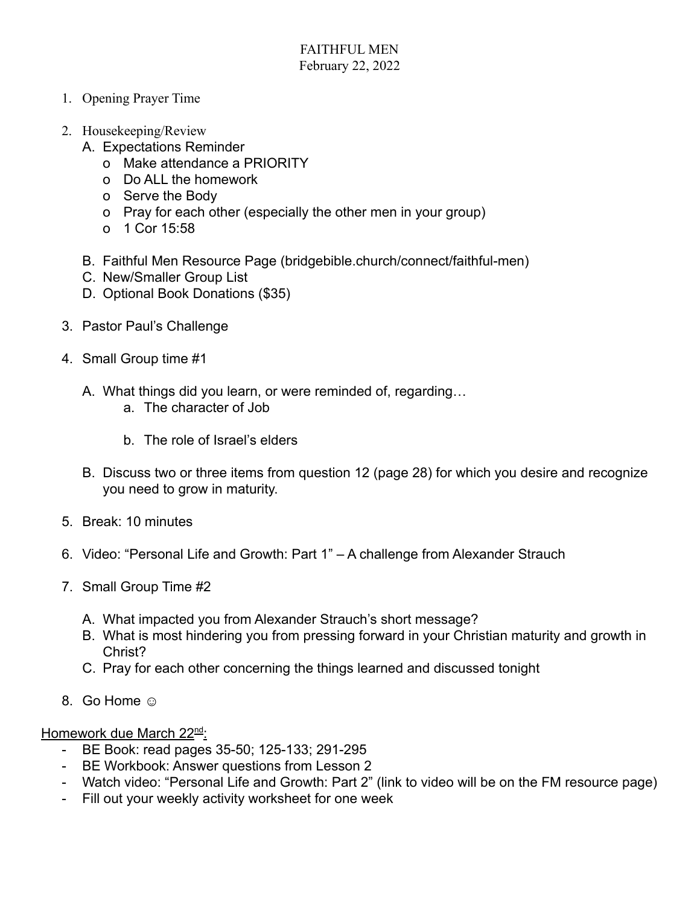# FAITHFUL MEN

February 22, 2022

1. Opening Prayer Time

2. Housekeeping/Review
   - A. Expectations Reminder
     - o Make attendance a PRIORITY
     - o Do ALL the homework
     - o Serve the Body
     - o Pray for each other (especially the other men in your group)
     - o 1 Cor 15:58
   - B. Faithful Men Resource Page (bridgebible.church/connect/faithful-men)
   - C. New/Smaller Group List
   - D. Optional Book Donations ($35)

3. Pastor Paul's Challenge

4. Small Group time #1
   - A. What things did you learn, or were reminded of, regarding…
     - a. The character of Job
     - b. The role of Israel's elders
   - B. Discuss two or three items from question 12 (page 28) for which you desire and recognize you need to grow in maturity.

5. Break: 10 minutes

6. Video: "Personal Life and Growth: Part 1" – A challenge from Alexander Strauch

7. Small Group Time #2
   - A. What impacted you from Alexander Strauch's short message?
   - B. What is most hindering you from pressing forward in your Christian maturity and growth in Christ?
   - C. Pray for each other concerning the things learned and discussed tonight

8. Go Home ☺

<u>Homework due March 22nd:</u>

- BE Book: read pages 35-50; 125-133; 291-295
- BE Workbook: Answer questions from Lesson 2
- Watch video: "Personal Life and Growth: Part 2" (link to video will be on the FM resource page)
- Fill out your weekly activity worksheet for one week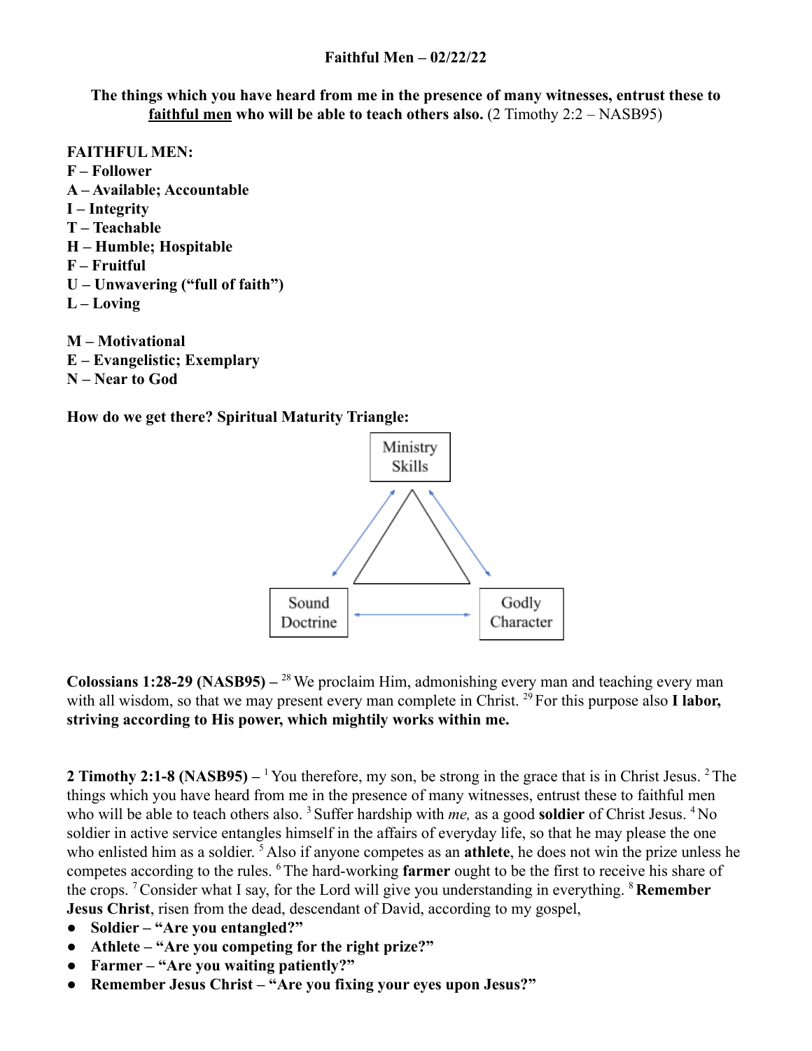**Faithful Men – 02/22/22**

**The things which you have heard from me in the presence of many witnesses, entrust these to <u>faithful men</u> who will be able to teach others also.** (2 Timothy 2:2 – NASB95)

**FAITHFUL MEN:**
**F – Follower**
**A – Available; Accountable**
**I – Integrity**
**T – Teachable**
**H – Humble; Hospitable**
**F – Fruitful**
**U – Unwavering ("full of faith")**
**L – Loving**

**M – Motivational**
**E – Evangelistic; Exemplary**
**N – Near to God**

**How do we get there? Spiritual Maturity Triangle:**

Ministry Skills

Sound Doctrine

Godly Character

**Colossians 1:28-29 (NASB95) –** [28] We proclaim Him, admonishing every man and teaching every man with all wisdom, so that we may present every man complete in Christ. [29] For this purpose also **I labor, striving according to His power, which mightily works within me.**

**2 Timothy 2:1-8 (NASB95) –** [1] You therefore, my son, be strong in the grace that is in Christ Jesus. [2] The things which you have heard from me in the presence of many witnesses, entrust these to faithful men who will be able to teach others also. [3] Suffer hardship with *me,* as a good **soldier** of Christ Jesus. [4] No soldier in active service entangles himself in the affairs of everyday life, so that he may please the one who enlisted him as a soldier. [5] Also if anyone competes as an **athlete**, he does not win the prize unless he competes according to the rules. [6] The hard-working **farmer** ought to be the first to receive his share of the crops. [7] Consider what I say, for the Lord will give you understanding in everything. [8] **Remember Jesus Christ**, risen from the dead, descendant of David, according to my gospel,

- **Soldier – "Are you entangled?"**
- **Athlete – "Are you competing for the right prize?"**
- **Farmer – "Are you waiting patiently?"**
- **Remember Jesus Christ – "Are you fixing your eyes upon Jesus?"**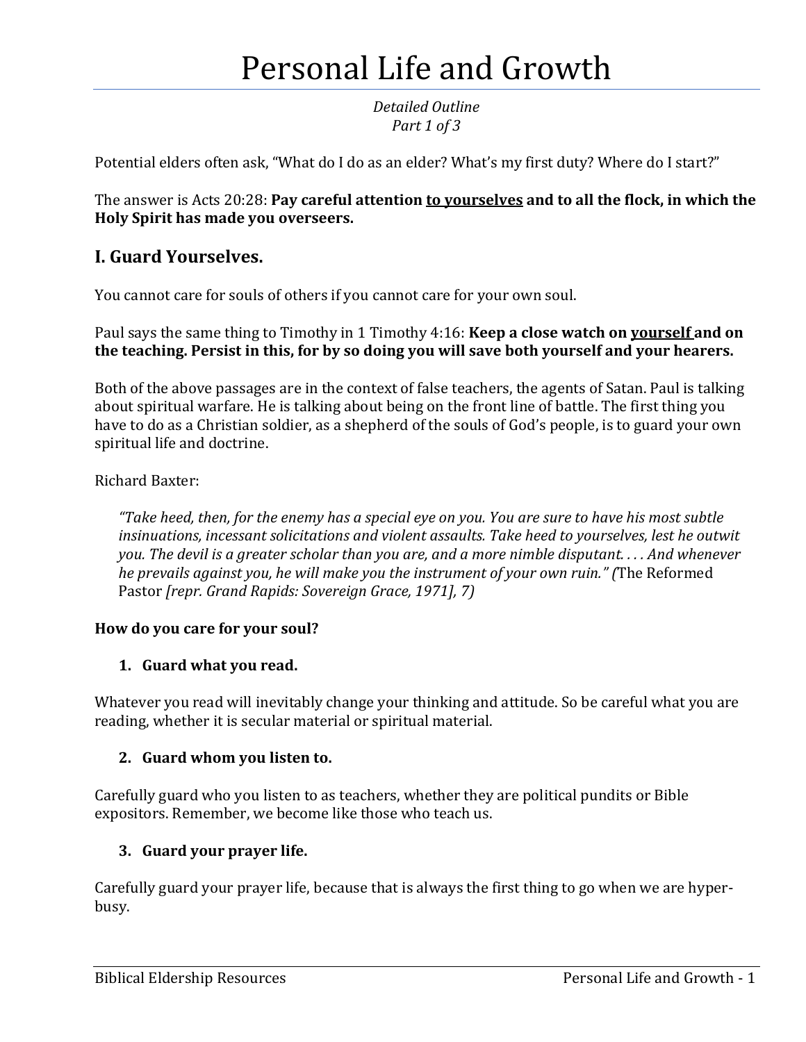# Personal Life and Growth

*Detailed Outline*
*Part 1 of 3*

Potential elders often ask, "What do I do as an elder? What's my first duty? Where do I start?"

The answer is Acts 20:28: **Pay careful attention <u>to yourselves</u> and to all the flock, in which the Holy Spirit has made you overseers.**

## I. Guard Yourselves.

You cannot care for souls of others if you cannot care for your own soul.

Paul says the same thing to Timothy in 1 Timothy 4:16: **Keep a close watch on <u>yourself</u> and on the teaching. Persist in this, for by so doing you will save both yourself and your hearers.**

Both of the above passages are in the context of false teachers, the agents of Satan. Paul is talking about spiritual warfare. He is talking about being on the front line of battle. The first thing you have to do as a Christian soldier, as a shepherd of the souls of God's people, is to guard your own spiritual life and doctrine.

Richard Baxter:

> *"Take heed, then, for the enemy has a special eye on you. You are sure to have his most subtle insinuations, incessant solicitations and violent assaults. Take heed to yourselves, lest he outwit you. The devil is a greater scholar than you are, and a more nimble disputant. . . . And whenever he prevails against you, he will make you the instrument of your own ruin." (*The Reformed Pastor *[repr. Grand Rapids: Sovereign Grace, 1971], 7)*

**How do you care for your soul?**

1. **Guard what you read.**

Whatever you read will inevitably change your thinking and attitude. So be careful what you are reading, whether it is secular material or spiritual material.

2. **Guard whom you listen to.**

Carefully guard who you listen to as teachers, whether they are political pundits or Bible expositors. Remember, we become like those who teach us.

3. **Guard your prayer life.**

Carefully guard your prayer life, because that is always the first thing to go when we are hyper-busy.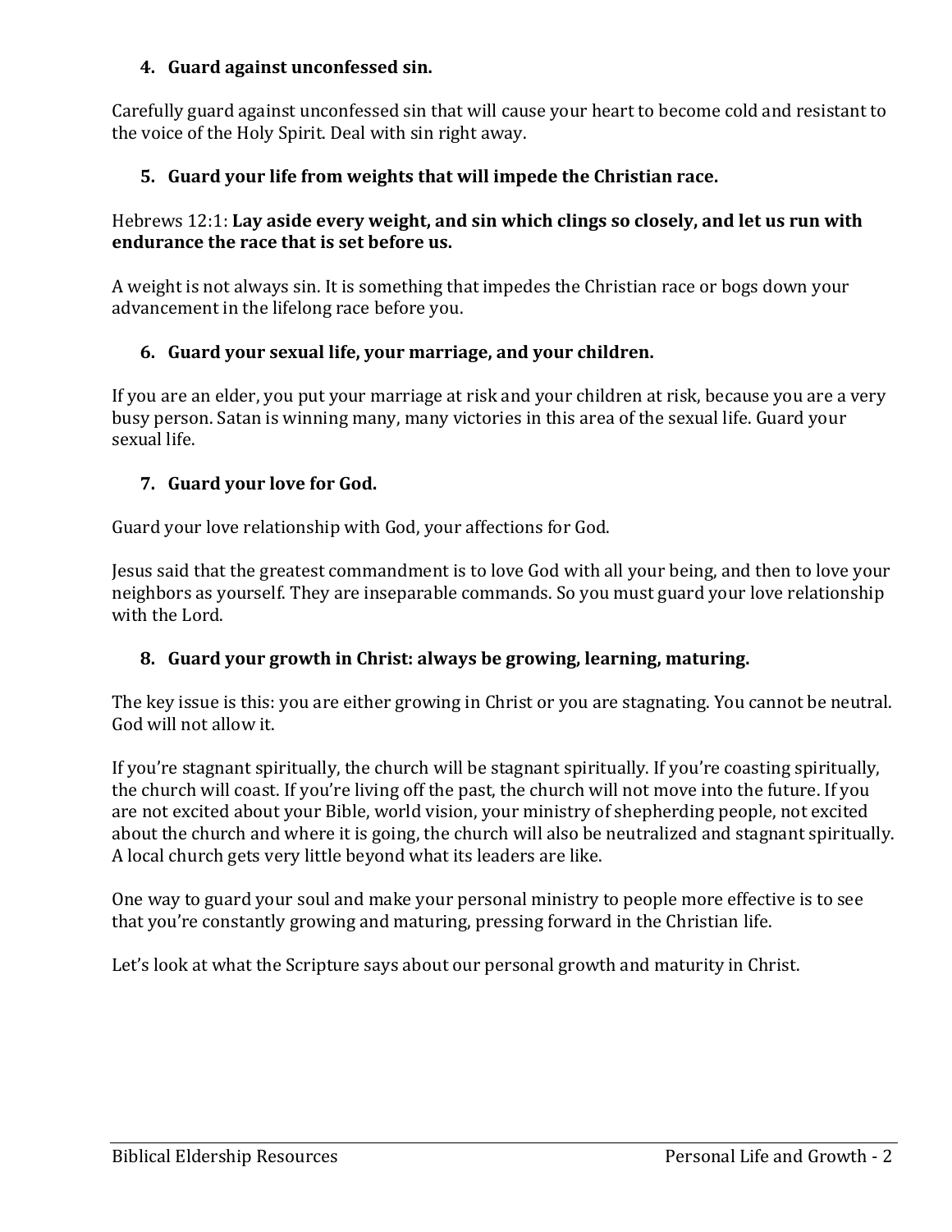**4. Guard against unconfessed sin.**

Carefully guard against unconfessed sin that will cause your heart to become cold and resistant to the voice of the Holy Spirit. Deal with sin right away.

**5. Guard your life from weights that will impede the Christian race.**

Hebrews 12:1: **Lay aside every weight, and sin which clings so closely, and let us run with endurance the race that is set before us.**

A weight is not always sin. It is something that impedes the Christian race or bogs down your advancement in the lifelong race before you.

**6. Guard your sexual life, your marriage, and your children.**

If you are an elder, you put your marriage at risk and your children at risk, because you are a very busy person. Satan is winning many, many victories in this area of the sexual life. Guard your sexual life.

**7. Guard your love for God.**

Guard your love relationship with God, your affections for God.

Jesus said that the greatest commandment is to love God with all your being, and then to love your neighbors as yourself. They are inseparable commands. So you must guard your love relationship with the Lord.

**8. Guard your growth in Christ: always be growing, learning, maturing.**

The key issue is this: you are either growing in Christ or you are stagnating. You cannot be neutral. God will not allow it.

If you're stagnant spiritually, the church will be stagnant spiritually. If you're coasting spiritually, the church will coast. If you're living off the past, the church will not move into the future. If you are not excited about your Bible, world vision, your ministry of shepherding people, not excited about the church and where it is going, the church will also be neutralized and stagnant spiritually. A local church gets very little beyond what its leaders are like.

One way to guard your soul and make your personal ministry to people more effective is to see that you're constantly growing and maturing, pressing forward in the Christian life.

Let's look at what the Scripture says about our personal growth and maturity in Christ.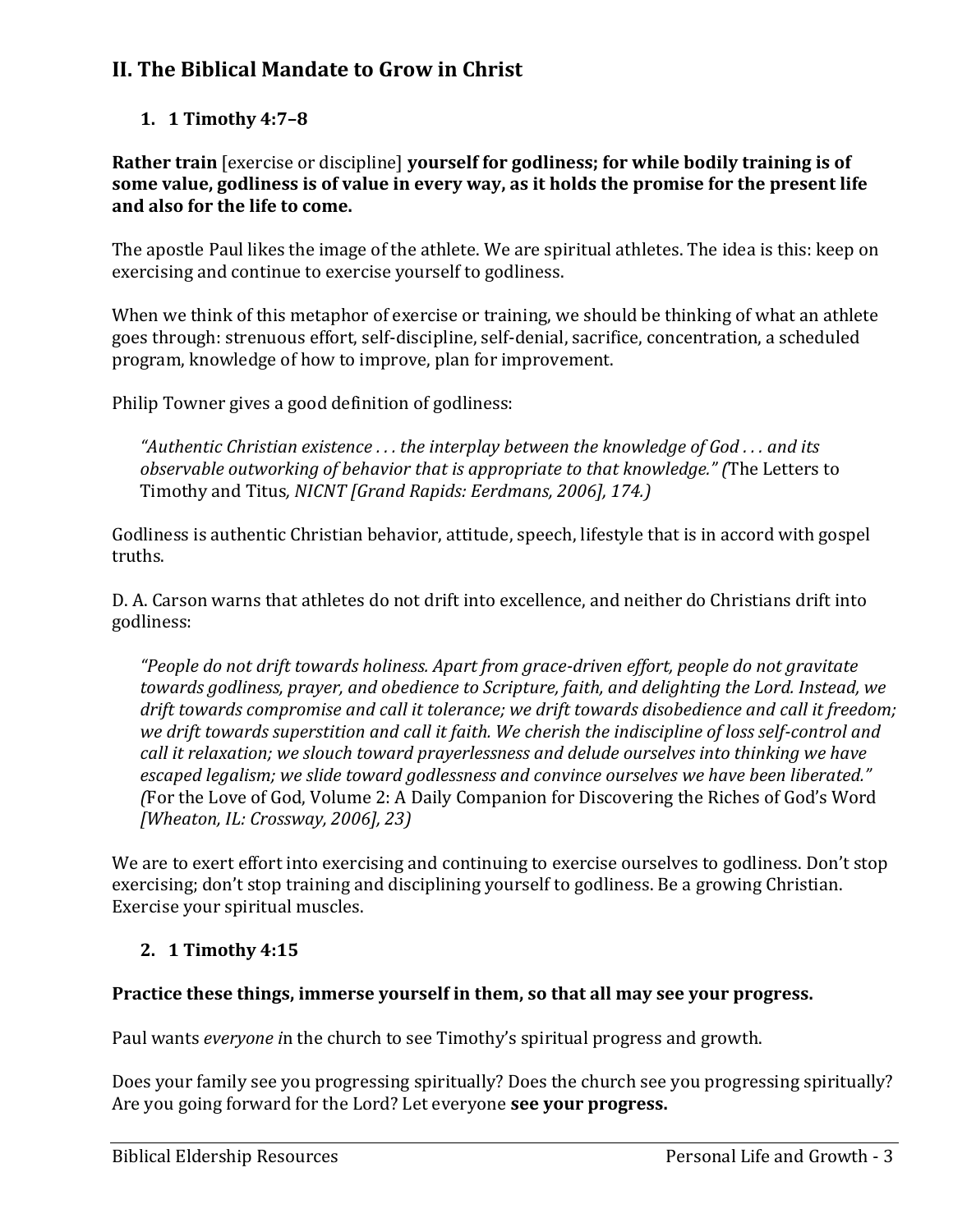## II. The Biblical Mandate to Grow in Christ

### 1. 1 Timothy 4:7–8

**Rather train** [exercise or discipline] **yourself for godliness; for while bodily training is of some value, godliness is of value in every way, as it holds the promise for the present life and also for the life to come.**

The apostle Paul likes the image of the athlete. We are spiritual athletes. The idea is this: keep on exercising and continue to exercise yourself to godliness.

When we think of this metaphor of exercise or training, we should be thinking of what an athlete goes through: strenuous effort, self-discipline, self-denial, sacrifice, concentration, a scheduled program, knowledge of how to improve, plan for improvement.

Philip Towner gives a good definition of godliness:

> *"Authentic Christian existence . . . the interplay between the knowledge of God . . . and its observable outworking of behavior that is appropriate to that knowledge." (*The Letters to Timothy and Titus*, NICNT [Grand Rapids: Eerdmans, 2006], 174.)*

Godliness is authentic Christian behavior, attitude, speech, lifestyle that is in accord with gospel truths.

D. A. Carson warns that athletes do not drift into excellence, and neither do Christians drift into godliness:

> *"People do not drift towards holiness. Apart from grace-driven effort, people do not gravitate towards godliness, prayer, and obedience to Scripture, faith, and delighting the Lord. Instead, we drift towards compromise and call it tolerance; we drift towards disobedience and call it freedom; we drift towards superstition and call it faith. We cherish the indiscipline of loss self-control and call it relaxation; we slouch toward prayerlessness and delude ourselves into thinking we have escaped legalism; we slide toward godlessness and convince ourselves we have been liberated." (*For the Love of God, Volume 2: A Daily Companion for Discovering the Riches of God's Word *[Wheaton, IL: Crossway, 2006], 23)*

We are to exert effort into exercising and continuing to exercise ourselves to godliness. Don't stop exercising; don't stop training and disciplining yourself to godliness. Be a growing Christian. Exercise your spiritual muscles.

### 2. 1 Timothy 4:15

**Practice these things, immerse yourself in them, so that all may see your progress.**

Paul wants *everyone i*n the church to see Timothy's spiritual progress and growth.

Does your family see you progressing spiritually? Does the church see you progressing spiritually? Are you going forward for the Lord? Let everyone **see your progress.**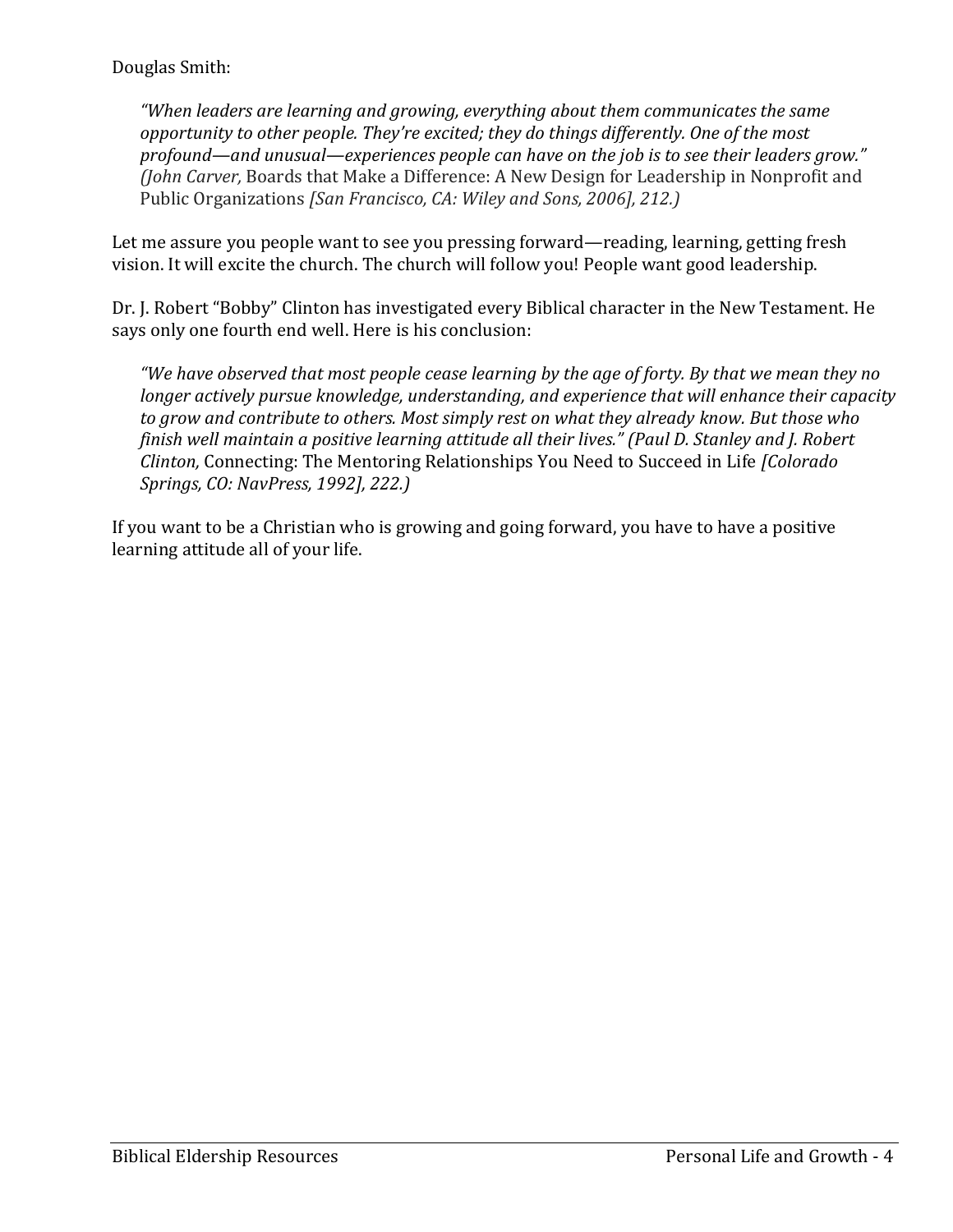Douglas Smith:

> *"When leaders are learning and growing, everything about them communicates the same opportunity to other people. They're excited; they do things differently. One of the most profound—and unusual—experiences people can have on the job is to see their leaders grow." (John Carver,* Boards that Make a Difference: A New Design for Leadership in Nonprofit and Public Organizations *[San Francisco, CA: Wiley and Sons, 2006], 212.)*

Let me assure you people want to see you pressing forward—reading, learning, getting fresh vision. It will excite the church. The church will follow you! People want good leadership.

Dr. J. Robert "Bobby" Clinton has investigated every Biblical character in the New Testament. He says only one fourth end well. Here is his conclusion:

> *"We have observed that most people cease learning by the age of forty. By that we mean they no longer actively pursue knowledge, understanding, and experience that will enhance their capacity to grow and contribute to others. Most simply rest on what they already know. But those who finish well maintain a positive learning attitude all their lives." (Paul D. Stanley and J. Robert Clinton,* Connecting: The Mentoring Relationships You Need to Succeed in Life *[Colorado Springs, CO: NavPress, 1992], 222.)*

If you want to be a Christian who is growing and going forward, you have to have a positive learning attitude all of your life.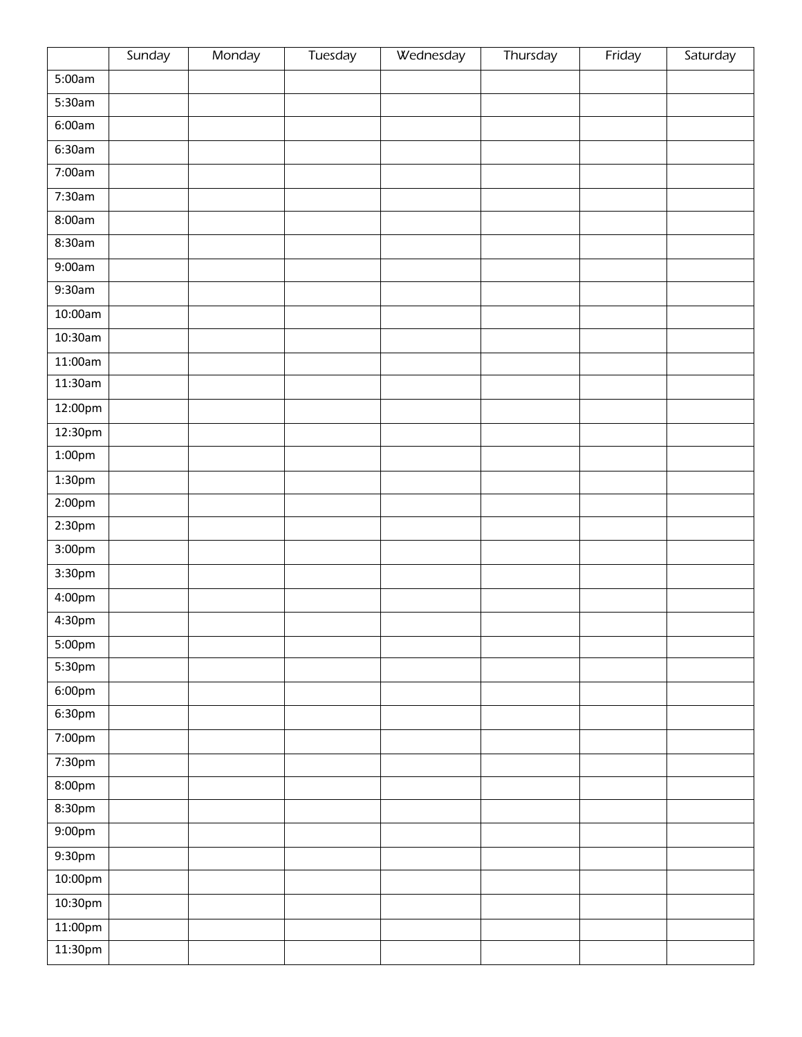| | Sunday | Monday | Tuesday | Wednesday | Thursday | Friday | Saturday |
|---|---|---|---|---|---|---|---|
| 5:00am | | | | | | | |
| 5:30am | | | | | | | |
| 6:00am | | | | | | | |
| 6:30am | | | | | | | |
| 7:00am | | | | | | | |
| 7:30am | | | | | | | |
| 8:00am | | | | | | | |
| 8:30am | | | | | | | |
| 9:00am | | | | | | | |
| 9:30am | | | | | | | |
| 10:00am | | | | | | | |
| 10:30am | | | | | | | |
| 11:00am | | | | | | | |
| 11:30am | | | | | | | |
| 12:00pm | | | | | | | |
| 12:30pm | | | | | | | |
| 1:00pm | | | | | | | |
| 1:30pm | | | | | | | |
| 2:00pm | | | | | | | |
| 2:30pm | | | | | | | |
| 3:00pm | | | | | | | |
| 3:30pm | | | | | | | |
| 4:00pm | | | | | | | |
| 4:30pm | | | | | | | |
| 5:00pm | | | | | | | |
| 5:30pm | | | | | | | |
| 6:00pm | | | | | | | |
| 6:30pm | | | | | | | |
| 7:00pm | | | | | | | |
| 7:30pm | | | | | | | |
| 8:00pm | | | | | | | |
| 8:30pm | | | | | | | |
| 9:00pm | | | | | | | |
| 9:30pm | | | | | | | |
| 10:00pm | | | | | | | |
| 10:30pm | | | | | | | |
| 11:00pm | | | | | | | |
| 11:30pm | | | | | | | |